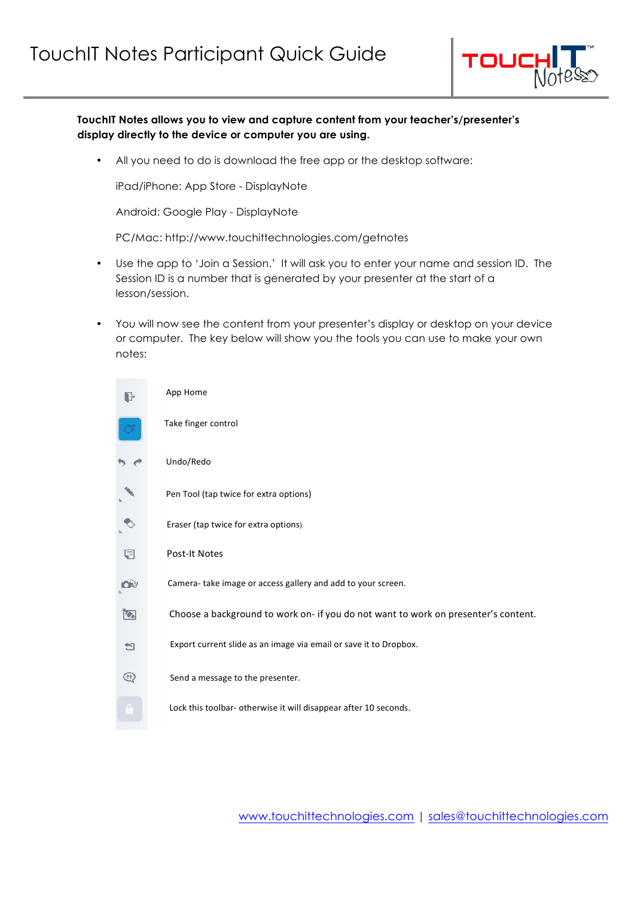# TouchIT Notes Participant Quick Guide

**TouchIT Notes allows you to view and capture content from your teacher's/presenter's display directly to the device or computer you are using.**

- All you need to do is download the free app or the desktop software:

  iPad/iPhone: App Store - DisplayNote

  Android: Google Play - DisplayNote

  PC/Mac: http://www.touchittechnologies.com/getnotes

- Use the app to 'Join a Session.' It will ask you to enter your name and session ID. The Session ID is a number that is generated by your presenter at the start of a lesson/session.

- You will now see the content from your presenter's display or desktop on your device or computer. The key below will show you the tools you can use to make your own notes:

App Home

Take finger control

Undo/Redo

Pen Tool (tap twice for extra options)

Eraser (tap twice for extra options)

Post-It Notes

Camera- take image or access gallery and add to your screen.

Choose a background to work on- if you do not want to work on presenter's content.

Export current slide as an image via email or save it to Dropbox.

Send a message to the presenter.

Lock this toolbar- otherwise it will disappear after 10 seconds.

www.touchittechnologies.com | sales@touchittechnologies.com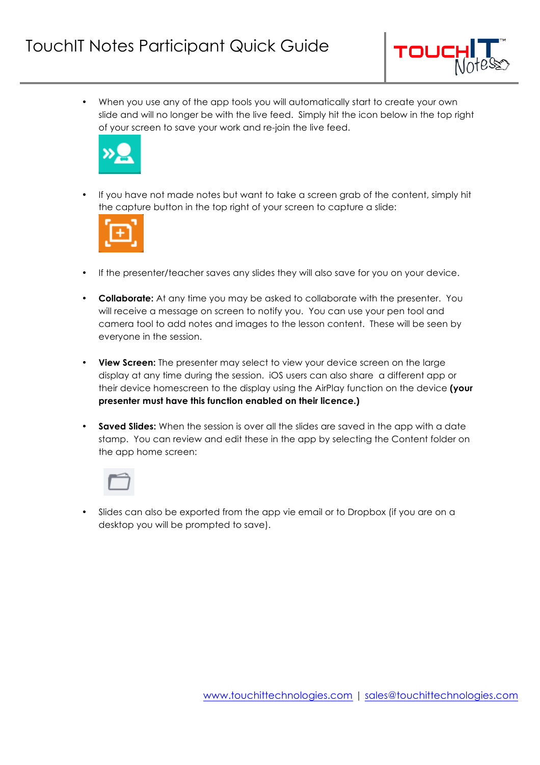- When you use any of the app tools you will automatically start to create your own slide and will no longer be with the live feed. Simply hit the icon below in the top right of your screen to save your work and re-join the live feed.

- If you have not made notes but want to take a screen grab of the content, simply hit the capture button in the top right of your screen to capture a slide:

- If the presenter/teacher saves any slides they will also save for you on your device.

- **Collaborate:** At any time you may be asked to collaborate with the presenter. You will receive a message on screen to notify you. You can use your pen tool and camera tool to add notes and images to the lesson content. These will be seen by everyone in the session.

- **View Screen:** The presenter may select to view your device screen on the large display at any time during the session. iOS users can also share a different app or their device homescreen to the display using the AirPlay function on the device **(your presenter must have this function enabled on their licence.)**

- **Saved Slides:** When the session is over all the slides are saved in the app with a date stamp. You can review and edit these in the app by selecting the Content folder on the app home screen:

- Slides can also be exported from the app vie email or to Dropbox (if you are on a desktop you will be prompted to save).

[www.touchittechnologies.com](http://www.touchittechnologies.com) | [sales@touchittechnologies.com](mailto:sales@touchittechnologies.com)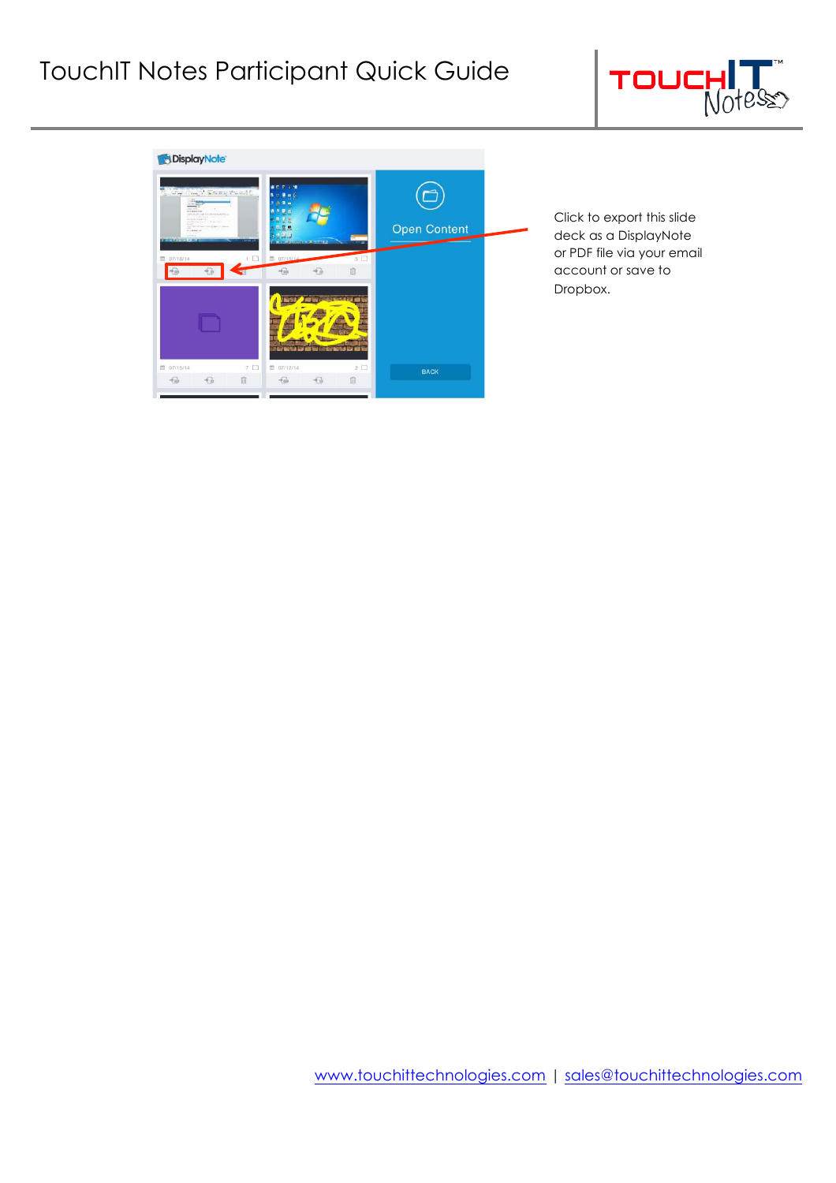Click to export this slide deck as a DisplayNote or PDF file via your email account or save to Dropbox.